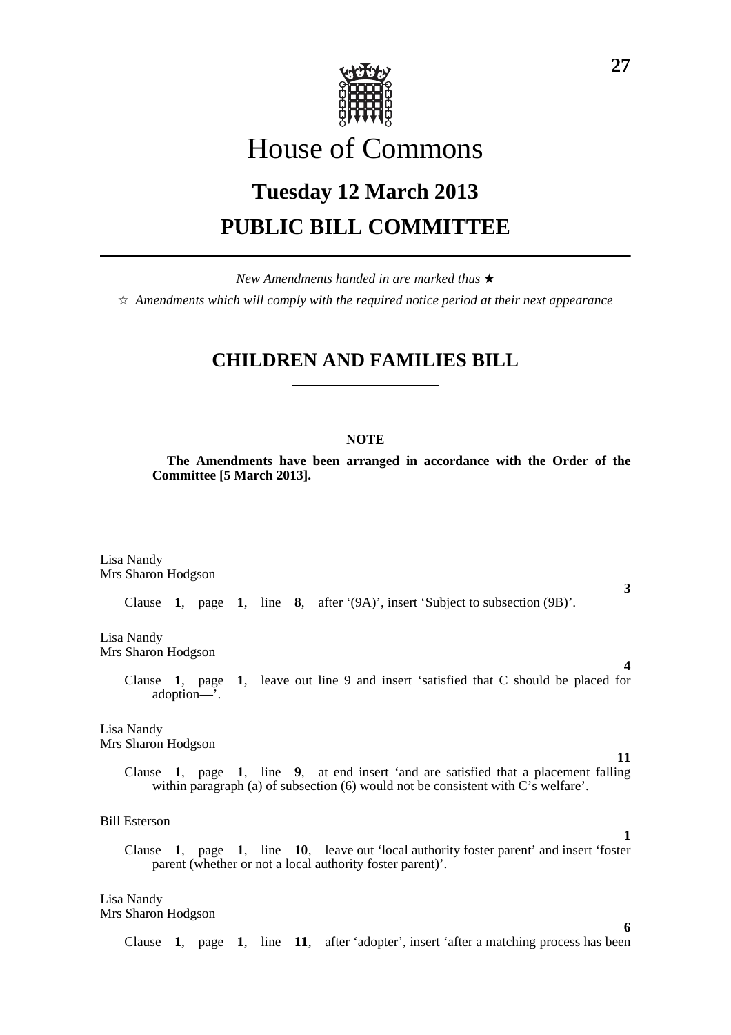# House of Commons

## Tuesday 12 March 2013

## PUBLIC BILL COMMITTEE

*New Amendments handed in are marked thus* ★

☆ *Amendments which will comply with the required notice period at their next appearance*

## CHILDREN AND FAMILIES BILL

**NOTE**

**The Amendments have been arranged in accordance with the Order of the Committee [5 March 2013].**

Lisa Nandy
Mrs Sharon Hodgson

**3**

Clause **1**, page **1**, line **8**, after '(9A)', insert 'Subject to subsection (9B)'.

Lisa Nandy
Mrs Sharon Hodgson

**4**

Clause **1**, page **1**, leave out line 9 and insert 'satisfied that C should be placed for adoption—'.

Lisa Nandy
Mrs Sharon Hodgson

**11**

Clause **1**, page **1**, line **9**, at end insert 'and are satisfied that a placement falling within paragraph (a) of subsection (6) would not be consistent with C's welfare'.

Bill Esterson

**1**

Clause **1**, page **1**, line **10**, leave out 'local authority foster parent' and insert 'foster parent (whether or not a local authority foster parent)'.

Lisa Nandy
Mrs Sharon Hodgson

**6**

Clause **1**, page **1**, line **11**, after 'adopter', insert 'after a matching process has been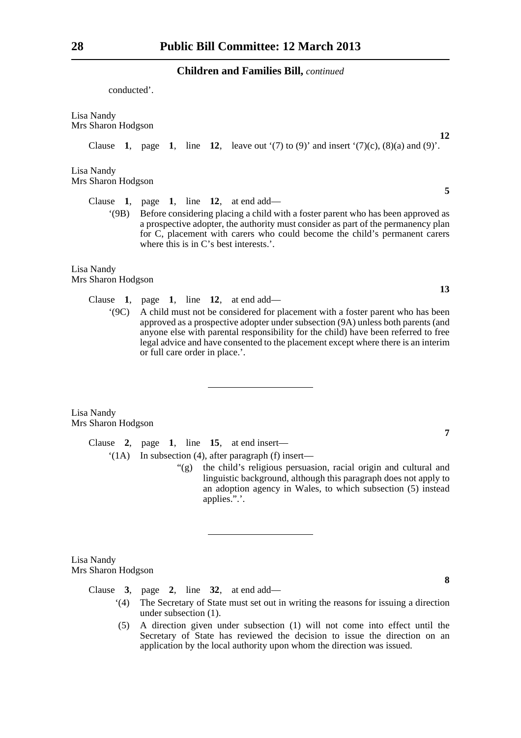conducted'.

Lisa Nandy
Mrs Sharon Hodgson

**12**

Clause **1**, page **1**, line **12**, leave out '(7) to (9)' and insert '(7)(c), (8)(a) and (9)'.

Lisa Nandy
Mrs Sharon Hodgson

**5**

Clause **1**, page **1**, line **12**, at end add—

'(9B) Before considering placing a child with a foster parent who has been approved as a prospective adopter, the authority must consider as part of the permanency plan for C, placement with carers who could become the child's permanent carers where this is in C's best interests.'.

Lisa Nandy
Mrs Sharon Hodgson

**13**

Clause **1**, page **1**, line **12**, at end add—

'(9C) A child must not be considered for placement with a foster parent who has been approved as a prospective adopter under subsection (9A) unless both parents (and anyone else with parental responsibility for the child) have been referred to free legal advice and have consented to the placement except where there is an interim or full care order in place.'.

---

Lisa Nandy
Mrs Sharon Hodgson

**7**

Clause **2**, page **1**, line **15**, at end insert—

'(1A) In subsection (4), after paragraph (f) insert—

"(g) the child's religious persuasion, racial origin and cultural and linguistic background, although this paragraph does not apply to an adoption agency in Wales, to which subsection (5) instead applies.".'.

---

Lisa Nandy
Mrs Sharon Hodgson

**8**

Clause **3**, page **2**, line **32**, at end add—

'(4) The Secretary of State must set out in writing the reasons for issuing a direction under subsection (1).

(5) A direction given under subsection (1) will not come into effect until the Secretary of State has reviewed the decision to issue the direction on an application by the local authority upon whom the direction was issued.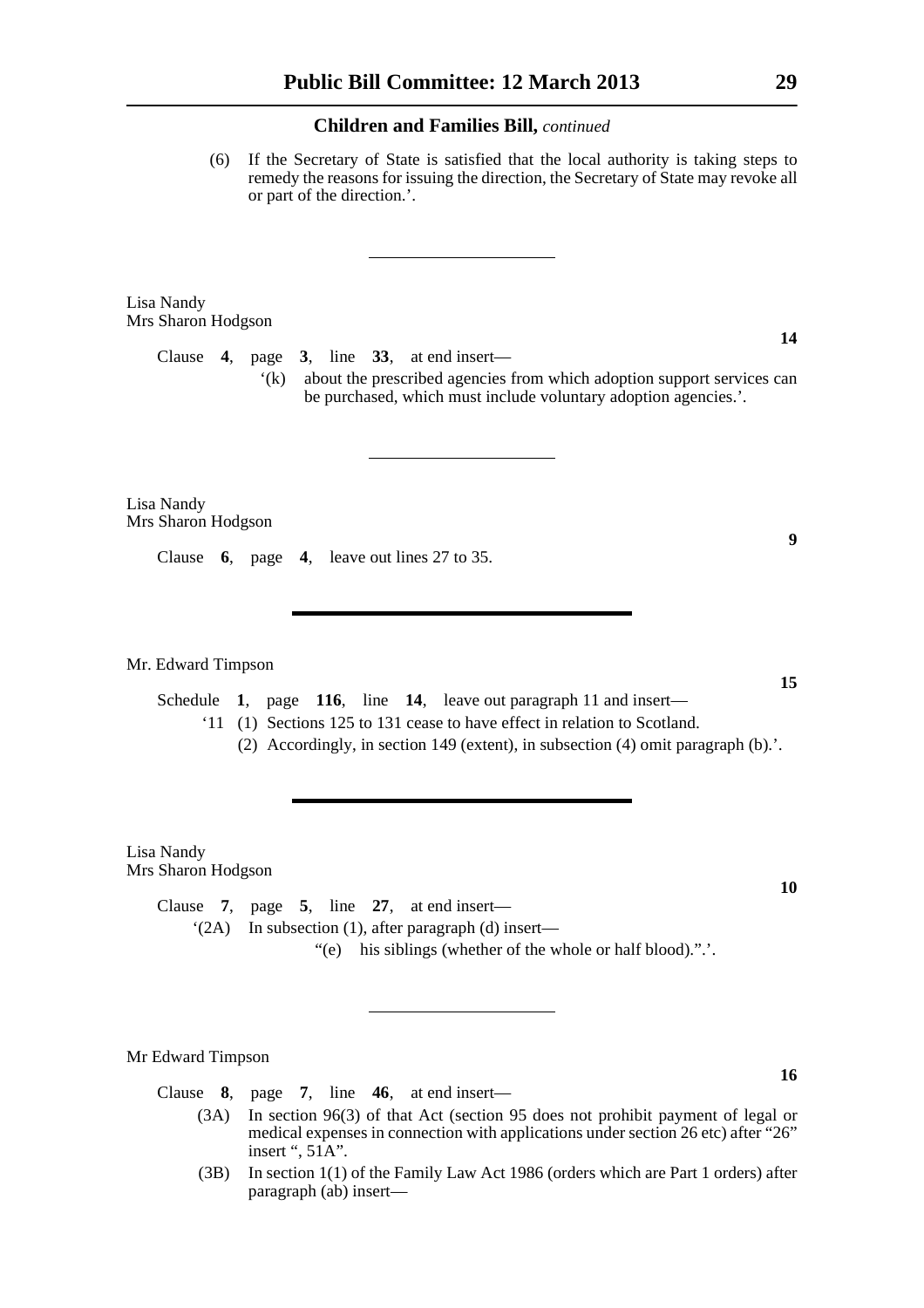**Children and Families Bill,** *continued*

(6) If the Secretary of State is satisfied that the local authority is taking steps to remedy the reasons for issuing the direction, the Secretary of State may revoke all or part of the direction.'.

---

Lisa Nandy
Mrs Sharon Hodgson

**14**

Clause **4**, page **3**, line **33**, at end insert—

'(k) about the prescribed agencies from which adoption support services can be purchased, which must include voluntary adoption agencies.'.

---

Lisa Nandy
Mrs Sharon Hodgson

**9**

Clause **6**, page **4**, leave out lines 27 to 35.

---

Mr. Edward Timpson

**15**

Schedule **1**, page **116**, line **14**, leave out paragraph 11 and insert—

'11 (1) Sections 125 to 131 cease to have effect in relation to Scotland.

(2) Accordingly, in section 149 (extent), in subsection (4) omit paragraph (b).'.

---

Lisa Nandy
Mrs Sharon Hodgson

**10**

Clause **7**, page **5**, line **27**, at end insert—

'(2A) In subsection (1), after paragraph (d) insert—

"(e) his siblings (whether of the whole or half blood).".'.

---

Mr Edward Timpson

**16**

Clause **8**, page **7**, line **46**, at end insert—

(3A) In section 96(3) of that Act (section 95 does not prohibit payment of legal or medical expenses in connection with applications under section 26 etc) after "26" insert ", 51A".

(3B) In section 1(1) of the Family Law Act 1986 (orders which are Part 1 orders) after paragraph (ab) insert—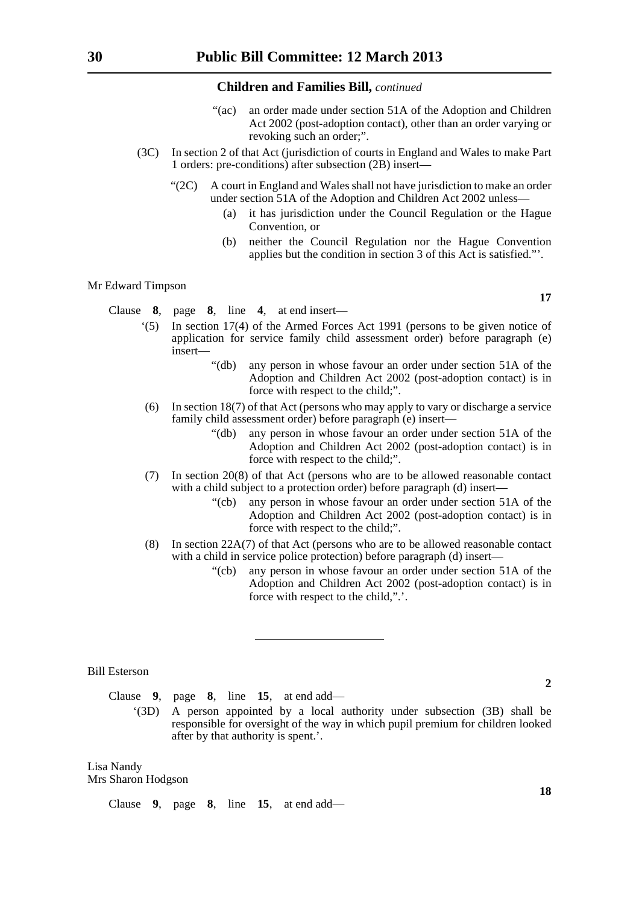"(ac) an order made under section 51A of the Adoption and Children Act 2002 (post-adoption contact), other than an order varying or revoking such an order;".

(3C) In section 2 of that Act (jurisdiction of courts in England and Wales to make Part 1 orders: pre-conditions) after subsection (2B) insert—

"(2C) A court in England and Wales shall not have jurisdiction to make an order under section 51A of the Adoption and Children Act 2002 unless—

(a) it has jurisdiction under the Council Regulation or the Hague Convention, or

(b) neither the Council Regulation nor the Hague Convention applies but the condition in section 3 of this Act is satisfied."'.

Mr Edward Timpson

**17**

Clause **8**, page **8**, line **4**, at end insert—

'(5) In section 17(4) of the Armed Forces Act 1991 (persons to be given notice of application for service family child assessment order) before paragraph (e) insert—

"(db) any person in whose favour an order under section 51A of the Adoption and Children Act 2002 (post-adoption contact) is in force with respect to the child;".

(6) In section 18(7) of that Act (persons who may apply to vary or discharge a service family child assessment order) before paragraph (e) insert—

"(db) any person in whose favour an order under section 51A of the Adoption and Children Act 2002 (post-adoption contact) is in force with respect to the child;".

(7) In section 20(8) of that Act (persons who are to be allowed reasonable contact with a child subject to a protection order) before paragraph (d) insert—

"(cb) any person in whose favour an order under section 51A of the Adoption and Children Act 2002 (post-adoption contact) is in force with respect to the child;".

(8) In section 22A(7) of that Act (persons who are to be allowed reasonable contact with a child in service police protection) before paragraph (d) insert—

"(cb) any person in whose favour an order under section 51A of the Adoption and Children Act 2002 (post-adoption contact) is in force with respect to the child,".'.

---

Bill Esterson

**2**

Clause **9**, page **8**, line **15**, at end add—

'(3D) A person appointed by a local authority under subsection (3B) shall be responsible for oversight of the way in which pupil premium for children looked after by that authority is spent.'.

Lisa Nandy
Mrs Sharon Hodgson

**18**

Clause **9**, page **8**, line **15**, at end add—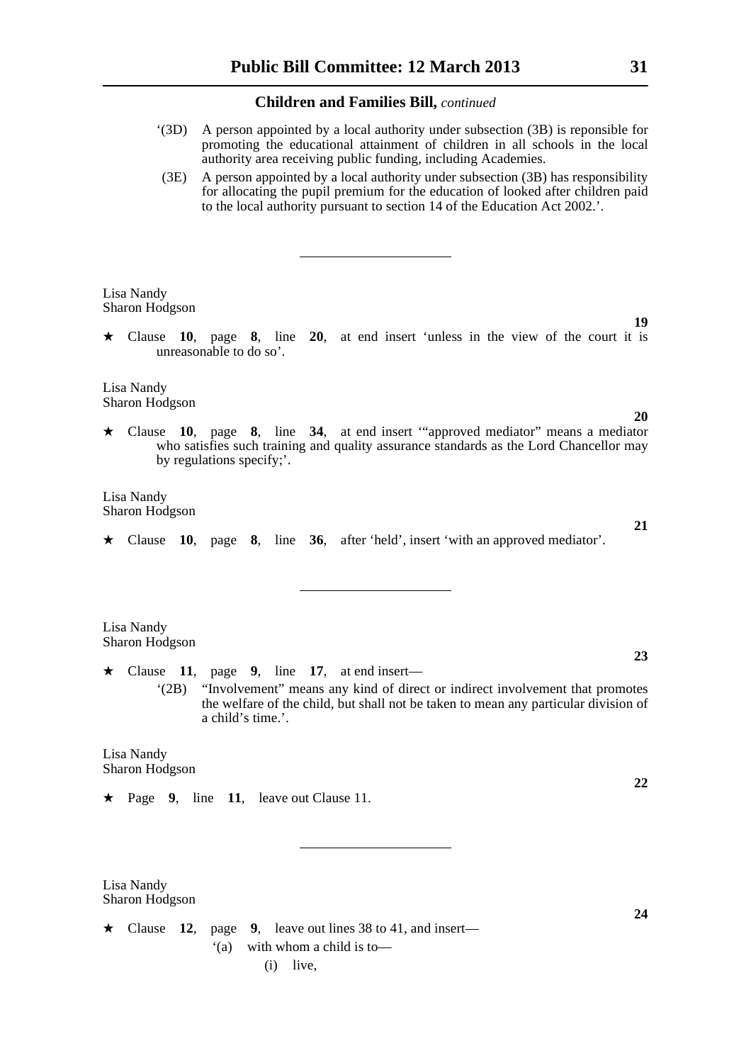‘(3D) A person appointed by a local authority under subsection (3B) is reponsible for promoting the educational attainment of children in all schools in the local authority area receiving public funding, including Academies.

(3E) A person appointed by a local authority under subsection (3B) has responsibility for allocating the pupil premium for the education of looked after children paid to the local authority pursuant to section 14 of the Education Act 2002.’.

---

Lisa Nandy
Sharon Hodgson

**19**

★ Clause **10**, page **8**, line **20**, at end insert ‘unless in the view of the court it is unreasonable to do so’.

Lisa Nandy
Sharon Hodgson

**20**

★ Clause **10**, page **8**, line **34**, at end insert ‘“approved mediator” means a mediator who satisfies such training and quality assurance standards as the Lord Chancellor may by regulations specify;’.

Lisa Nandy
Sharon Hodgson

**21**

★ Clause **10**, page **8**, line **36**, after ‘held’, insert ‘with an approved mediator’.

---

Lisa Nandy
Sharon Hodgson

**23**

★ Clause **11**, page **9**, line **17**, at end insert—

‘(2B) “Involvement” means any kind of direct or indirect involvement that promotes the welfare of the child, but shall not be taken to mean any particular division of a child’s time.’.

Lisa Nandy
Sharon Hodgson

**22**

★ Page **9**, line **11**, leave out Clause 11.

---

Lisa Nandy
Sharon Hodgson

**24**

★ Clause **12**, page **9**, leave out lines 38 to 41, and insert—

‘(a) with whom a child is to—

(i) live,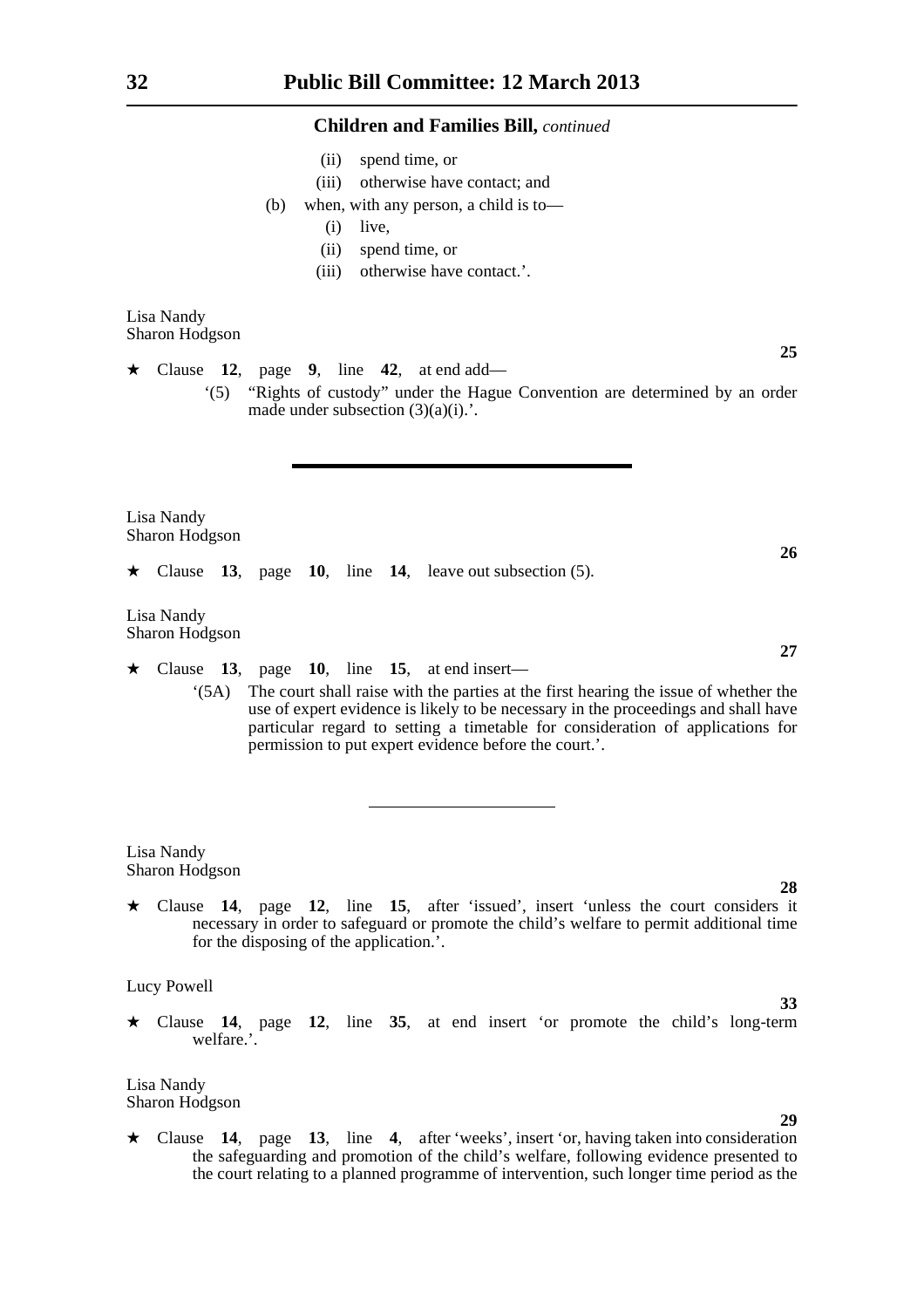**Children and Families Bill,** *continued*

(ii) spend time, or

(iii) otherwise have contact; and

(b) when, with any person, a child is to—

(i) live,

(ii) spend time, or

(iii) otherwise have contact.'.

Lisa Nandy
Sharon Hodgson

**25**

★ Clause **12**, page **9**, line **42**, at end add—

'(5) "Rights of custody" under the Hague Convention are determined by an order made under subsection (3)(a)(i).'.

---

Lisa Nandy
Sharon Hodgson

**26**

★ Clause **13**, page **10**, line **14**, leave out subsection (5).

Lisa Nandy
Sharon Hodgson

**27**

★ Clause **13**, page **10**, line **15**, at end insert—

'(5A) The court shall raise with the parties at the first hearing the issue of whether the use of expert evidence is likely to be necessary in the proceedings and shall have particular regard to setting a timetable for consideration of applications for permission to put expert evidence before the court.'.

---

Lisa Nandy
Sharon Hodgson

**28**

★ Clause **14**, page **12**, line **15**, after 'issued', insert 'unless the court considers it necessary in order to safeguard or promote the child's welfare to permit additional time for the disposing of the application.'.

Lucy Powell

**33**

★ Clause **14**, page **12**, line **35**, at end insert 'or promote the child's long-term welfare.'.

Lisa Nandy
Sharon Hodgson

**29**

★ Clause **14**, page **13**, line **4**, after 'weeks', insert 'or, having taken into consideration the safeguarding and promotion of the child's welfare, following evidence presented to the court relating to a planned programme of intervention, such longer time period as the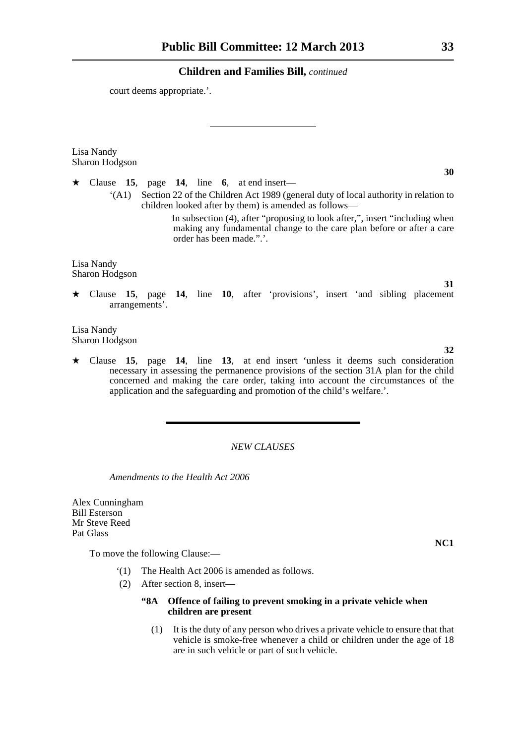court deems appropriate.'.

---

Lisa Nandy
Sharon Hodgson

**30**

★ Clause **15**, page **14**, line **6**, at end insert—

'(A1) Section 22 of the Children Act 1989 (general duty of local authority in relation to children looked after by them) is amended as follows—

In subsection (4), after "proposing to look after,", insert "including when making any fundamental change to the care plan before or after a care order has been made.".'.

Lisa Nandy
Sharon Hodgson

**31**

★ Clause **15**, page **14**, line **10**, after 'provisions', insert 'and sibling placement arrangements'.

Lisa Nandy
Sharon Hodgson

**32**

★ Clause **15**, page **14**, line **13**, at end insert 'unless it deems such consideration necessary in assessing the permanence provisions of the section 31A plan for the child concerned and making the care order, taking into account the circumstances of the application and the safeguarding and promotion of the child's welfare.'.

---

*NEW CLAUSES*

*Amendments to the Health Act 2006*

Alex Cunningham
Bill Esterson
Mr Steve Reed
Pat Glass

**NC1**

To move the following Clause:—

'(1) The Health Act 2006 is amended as follows.

(2) After section 8, insert—

**"8A Offence of failing to prevent smoking in a private vehicle when children are present**

(1) It is the duty of any person who drives a private vehicle to ensure that that vehicle is smoke-free whenever a child or children under the age of 18 are in such vehicle or part of such vehicle.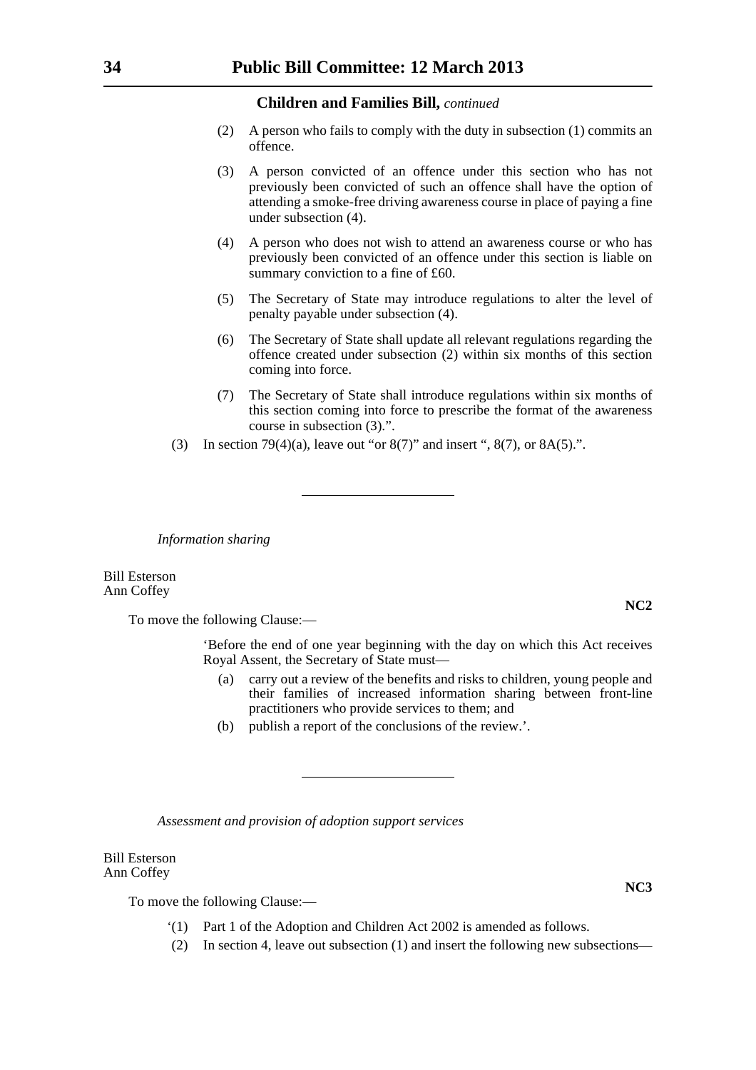(2) A person who fails to comply with the duty in subsection (1) commits an offence.

(3) A person convicted of an offence under this section who has not previously been convicted of such an offence shall have the option of attending a smoke-free driving awareness course in place of paying a fine under subsection (4).

(4) A person who does not wish to attend an awareness course or who has previously been convicted of an offence under this section is liable on summary conviction to a fine of £60.

(5) The Secretary of State may introduce regulations to alter the level of penalty payable under subsection (4).

(6) The Secretary of State shall update all relevant regulations regarding the offence created under subsection (2) within six months of this section coming into force.

(7) The Secretary of State shall introduce regulations within six months of this section coming into force to prescribe the format of the awareness course in subsection (3).".

(3) In section 79(4)(a), leave out "or 8(7)" and insert ", 8(7), or 8A(5).".

---

*Information sharing*

Bill Esterson
Ann Coffey

**NC2**

To move the following Clause:—

'Before the end of one year beginning with the day on which this Act receives Royal Assent, the Secretary of State must—

(a) carry out a review of the benefits and risks to children, young people and their families of increased information sharing between front-line practitioners who provide services to them; and

(b) publish a report of the conclusions of the review.'.

---

*Assessment and provision of adoption support services*

Bill Esterson
Ann Coffey

**NC3**

To move the following Clause:—

'(1) Part 1 of the Adoption and Children Act 2002 is amended as follows.

(2) In section 4, leave out subsection (1) and insert the following new subsections—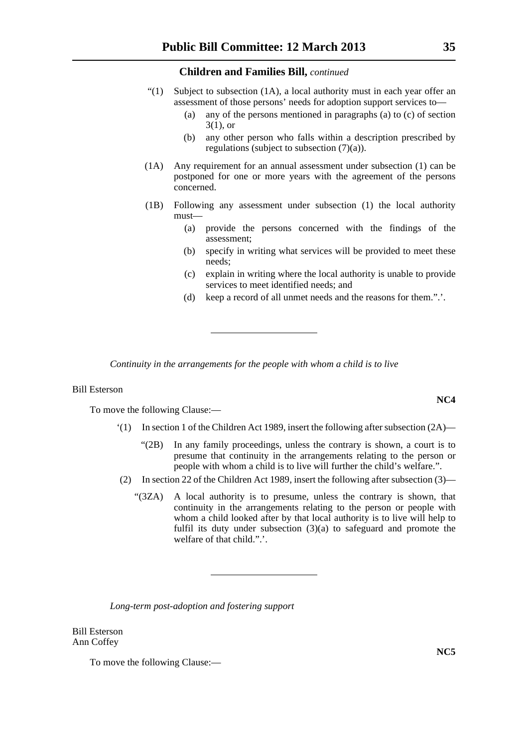Children and Families Bill, *continued*

"(1) Subject to subsection (1A), a local authority must in each year offer an assessment of those persons' needs for adoption support services to—

(a) any of the persons mentioned in paragraphs (a) to (c) of section 3(1), or

(b) any other person who falls within a description prescribed by regulations (subject to subsection (7)(a)).

(1A) Any requirement for an annual assessment under subsection (1) can be postponed for one or more years with the agreement of the persons concerned.

(1B) Following any assessment under subsection (1) the local authority must—

(a) provide the persons concerned with the findings of the assessment;

(b) specify in writing what services will be provided to meet these needs;

(c) explain in writing where the local authority is unable to provide services to meet identified needs; and

(d) keep a record of all unmet needs and the reasons for them.".'.

---

*Continuity in the arrangements for the people with whom a child is to live*

Bill Esterson

**NC4**

To move the following Clause:—

'(1) In section 1 of the Children Act 1989, insert the following after subsection (2A)—

"(2B) In any family proceedings, unless the contrary is shown, a court is to presume that continuity in the arrangements relating to the person or people with whom a child is to live will further the child's welfare.".

(2) In section 22 of the Children Act 1989, insert the following after subsection (3)—

"(3ZA) A local authority is to presume, unless the contrary is shown, that continuity in the arrangements relating to the person or people with whom a child looked after by that local authority is to live will help to fulfil its duty under subsection (3)(a) to safeguard and promote the welfare of that child.".'.

---

*Long-term post-adoption and fostering support*

Bill Esterson
Ann Coffey

**NC5**

To move the following Clause:—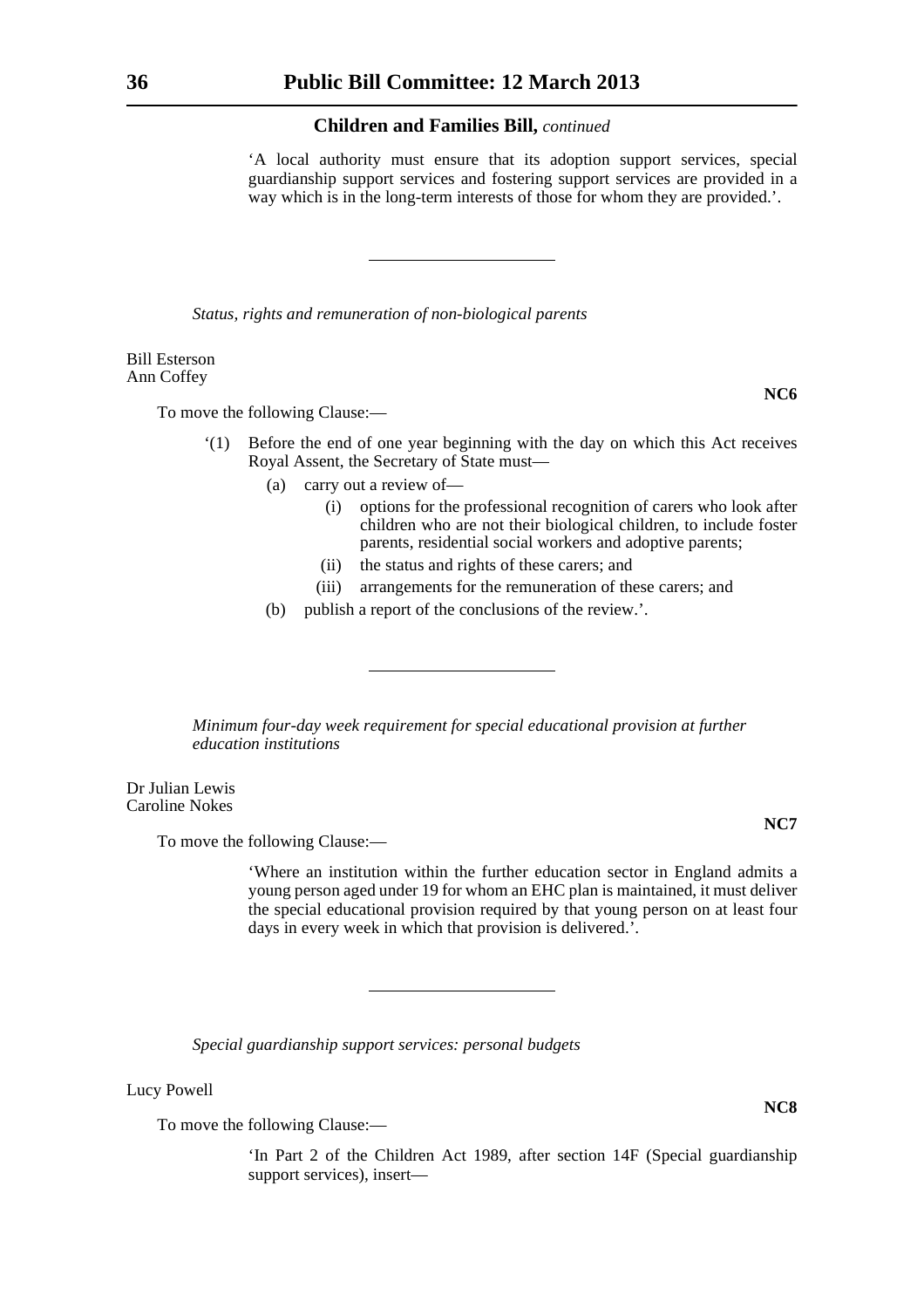'A local authority must ensure that its adoption support services, special guardianship support services and fostering support services are provided in a way which is in the long-term interests of those for whom they are provided.'.

---

*Status, rights and remuneration of non-biological parents*

Bill Esterson
Ann Coffey

**NC6**

To move the following Clause:—

'(1) Before the end of one year beginning with the day on which this Act receives Royal Assent, the Secretary of State must—

(a) carry out a review of—

(i) options for the professional recognition of carers who look after children who are not their biological children, to include foster parents, residential social workers and adoptive parents;

(ii) the status and rights of these carers; and

(iii) arrangements for the remuneration of these carers; and

(b) publish a report of the conclusions of the review.'.

---

*Minimum four-day week requirement for special educational provision at further education institutions*

Dr Julian Lewis
Caroline Nokes

**NC7**

To move the following Clause:—

'Where an institution within the further education sector in England admits a young person aged under 19 for whom an EHC plan is maintained, it must deliver the special educational provision required by that young person on at least four days in every week in which that provision is delivered.'.

---

*Special guardianship support services: personal budgets*

Lucy Powell

**NC8**

To move the following Clause:—

'In Part 2 of the Children Act 1989, after section 14F (Special guardianship support services), insert—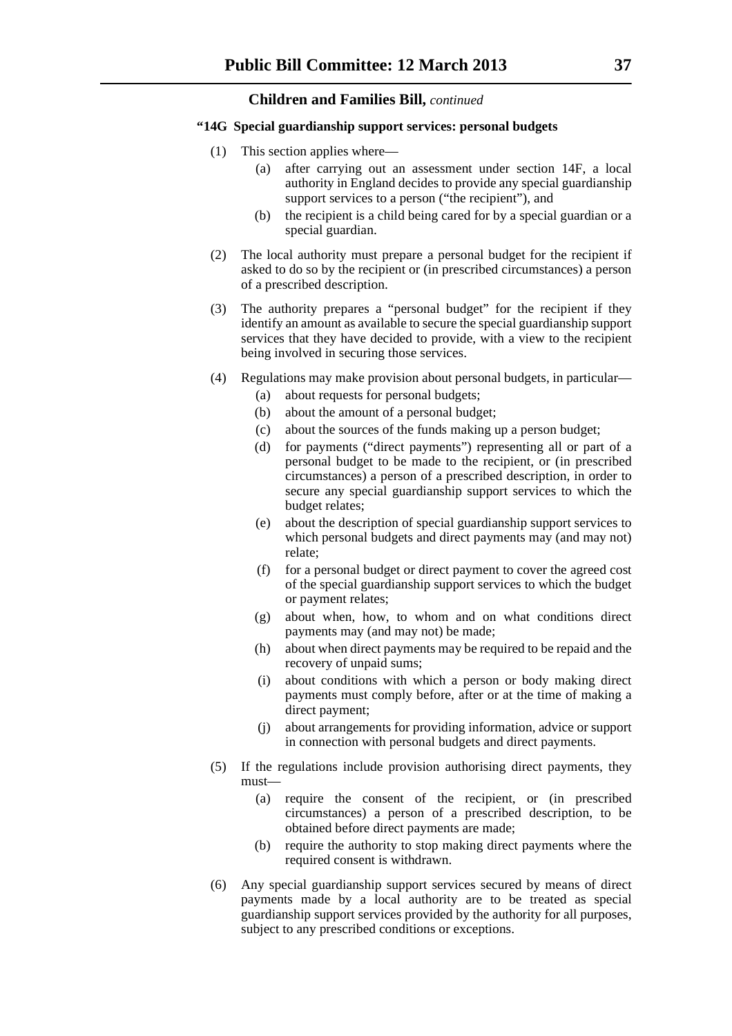**Children and Families Bill,** *continued*

**"14G Special guardianship support services: personal budgets**

(1) This section applies where—

  (a) after carrying out an assessment under section 14F, a local authority in England decides to provide any special guardianship support services to a person ("the recipient"), and

  (b) the recipient is a child being cared for by a special guardian or a special guardian.

(2) The local authority must prepare a personal budget for the recipient if asked to do so by the recipient or (in prescribed circumstances) a person of a prescribed description.

(3) The authority prepares a "personal budget" for the recipient if they identify an amount as available to secure the special guardianship support services that they have decided to provide, with a view to the recipient being involved in securing those services.

(4) Regulations may make provision about personal budgets, in particular—

  (a) about requests for personal budgets;

  (b) about the amount of a personal budget;

  (c) about the sources of the funds making up a person budget;

  (d) for payments ("direct payments") representing all or part of a personal budget to be made to the recipient, or (in prescribed circumstances) a person of a prescribed description, in order to secure any special guardianship support services to which the budget relates;

  (e) about the description of special guardianship support services to which personal budgets and direct payments may (and may not) relate;

  (f) for a personal budget or direct payment to cover the agreed cost of the special guardianship support services to which the budget or payment relates;

  (g) about when, how, to whom and on what conditions direct payments may (and may not) be made;

  (h) about when direct payments may be required to be repaid and the recovery of unpaid sums;

  (i) about conditions with which a person or body making direct payments must comply before, after or at the time of making a direct payment;

  (j) about arrangements for providing information, advice or support in connection with personal budgets and direct payments.

(5) If the regulations include provision authorising direct payments, they must—

  (a) require the consent of the recipient, or (in prescribed circumstances) a person of a prescribed description, to be obtained before direct payments are made;

  (b) require the authority to stop making direct payments where the required consent is withdrawn.

(6) Any special guardianship support services secured by means of direct payments made by a local authority are to be treated as special guardianship support services provided by the authority for all purposes, subject to any prescribed conditions or exceptions.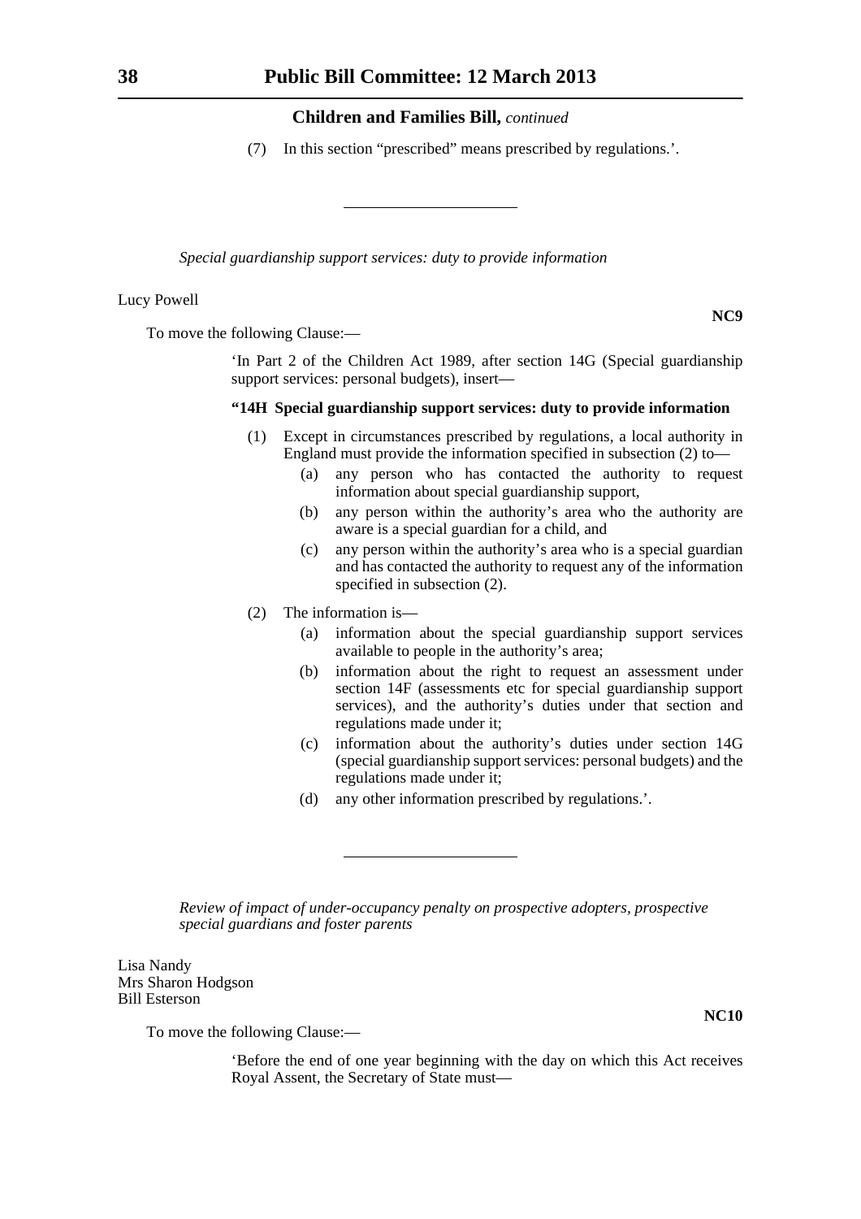(7) In this section "prescribed" means prescribed by regulations.'.

---

*Special guardianship support services: duty to provide information*

Lucy Powell

**NC9**

To move the following Clause:—

'In Part 2 of the Children Act 1989, after section 14G (Special guardianship support services: personal budgets), insert—

**"14H Special guardianship support services: duty to provide information**

(1) Except in circumstances prescribed by regulations, a local authority in England must provide the information specified in subsection (2) to—

(a) any person who has contacted the authority to request information about special guardianship support,

(b) any person within the authority's area who the authority are aware is a special guardian for a child, and

(c) any person within the authority's area who is a special guardian and has contacted the authority to request any of the information specified in subsection (2).

(2) The information is—

(a) information about the special guardianship support services available to people in the authority's area;

(b) information about the right to request an assessment under section 14F (assessments etc for special guardianship support services), and the authority's duties under that section and regulations made under it;

(c) information about the authority's duties under section 14G (special guardianship support services: personal budgets) and the regulations made under it;

(d) any other information prescribed by regulations.'.

---

*Review of impact of under-occupancy penalty on prospective adopters, prospective special guardians and foster parents*

Lisa Nandy
Mrs Sharon Hodgson
Bill Esterson

**NC10**

To move the following Clause:—

'Before the end of one year beginning with the day on which this Act receives Royal Assent, the Secretary of State must—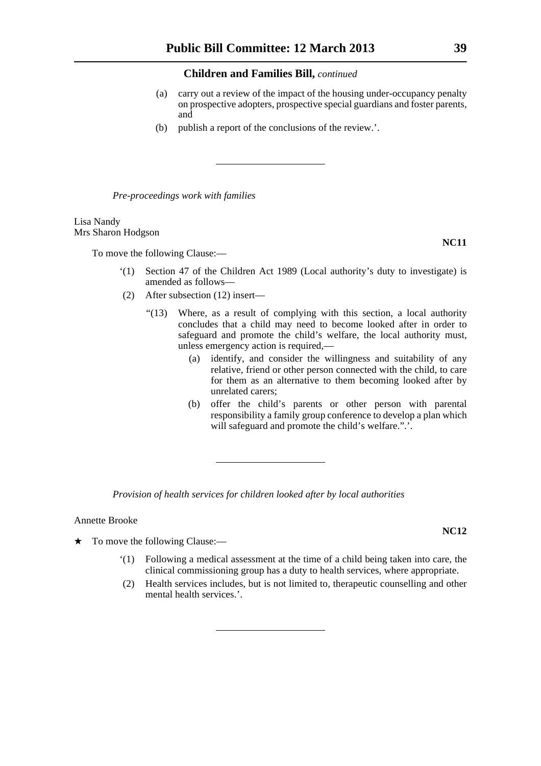(a) carry out a review of the impact of the housing under-occupancy penalty on prospective adopters, prospective special guardians and foster parents, and

(b) publish a report of the conclusions of the review.'.

---

*Pre-proceedings work with families*

Lisa Nandy
Mrs Sharon Hodgson

**NC11**

To move the following Clause:—

'(1) Section 47 of the Children Act 1989 (Local authority's duty to investigate) is amended as follows—

(2) After subsection (12) insert—

"(13) Where, as a result of complying with this section, a local authority concludes that a child may need to become looked after in order to safeguard and promote the child's welfare, the local authority must, unless emergency action is required,—

(a) identify, and consider the willingness and suitability of any relative, friend or other person connected with the child, to care for them as an alternative to them becoming looked after by unrelated carers;

(b) offer the child's parents or other person with parental responsibility a family group conference to develop a plan which will safeguard and promote the child's welfare.".'.

---

*Provision of health services for children looked after by local authorities*

Annette Brooke

**NC12**

★ To move the following Clause:—

'(1) Following a medical assessment at the time of a child being taken into care, the clinical commissioning group has a duty to health services, where appropriate.

(2) Health services includes, but is not limited to, therapeutic counselling and other mental health services.'.

---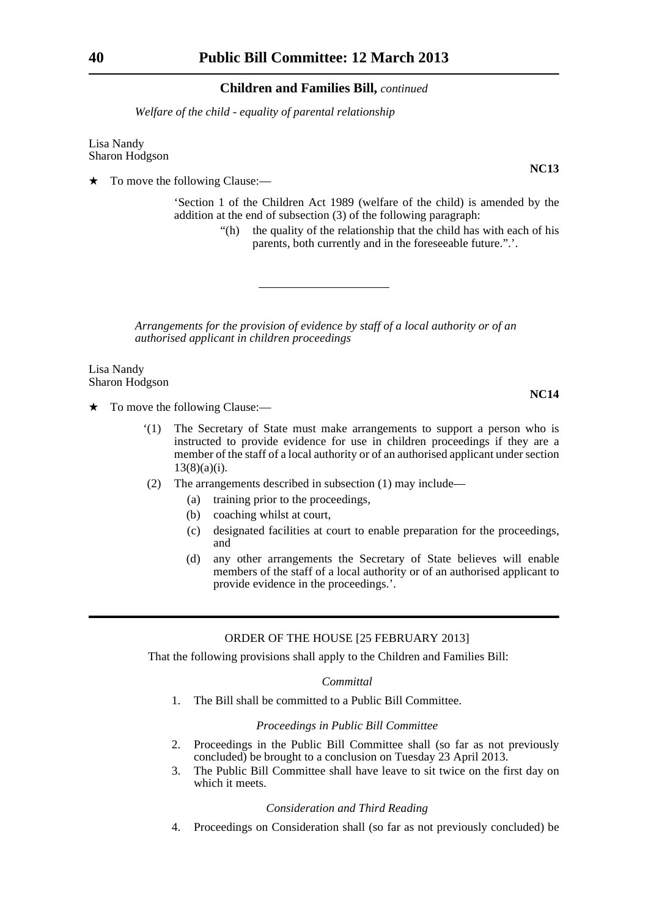**Children and Families Bill,** *continued*

*Welfare of the child - equality of parental relationship*

Lisa Nandy
Sharon Hodgson

**NC13**

★ To move the following Clause:—

> 'Section 1 of the Children Act 1989 (welfare of the child) is amended by the addition at the end of subsection (3) of the following paragraph:
>
> "(h) the quality of the relationship that the child has with each of his parents, both currently and in the foreseeable future.".'.

---

*Arrangements for the provision of evidence by staff of a local authority or of an authorised applicant in children proceedings*

Lisa Nandy
Sharon Hodgson

**NC14**

★ To move the following Clause:—

> '(1) The Secretary of State must make arrangements to support a person who is instructed to provide evidence for use in children proceedings if they are a member of the staff of a local authority or of an authorised applicant under section 13(8)(a)(i).
>
> (2) The arrangements described in subsection (1) may include—
>
> (a) training prior to the proceedings,
>
> (b) coaching whilst at court,
>
> (c) designated facilities at court to enable preparation for the proceedings, and
>
> (d) any other arrangements the Secretary of State believes will enable members of the staff of a local authority or of an authorised applicant to provide evidence in the proceedings.'.

---

ORDER OF THE HOUSE [25 FEBRUARY 2013]

That the following provisions shall apply to the Children and Families Bill:

*Committal*

1. The Bill shall be committed to a Public Bill Committee.

*Proceedings in Public Bill Committee*

2. Proceedings in the Public Bill Committee shall (so far as not previously concluded) be brought to a conclusion on Tuesday 23 April 2013.
3. The Public Bill Committee shall have leave to sit twice on the first day on which it meets.

*Consideration and Third Reading*

4. Proceedings on Consideration shall (so far as not previously concluded) be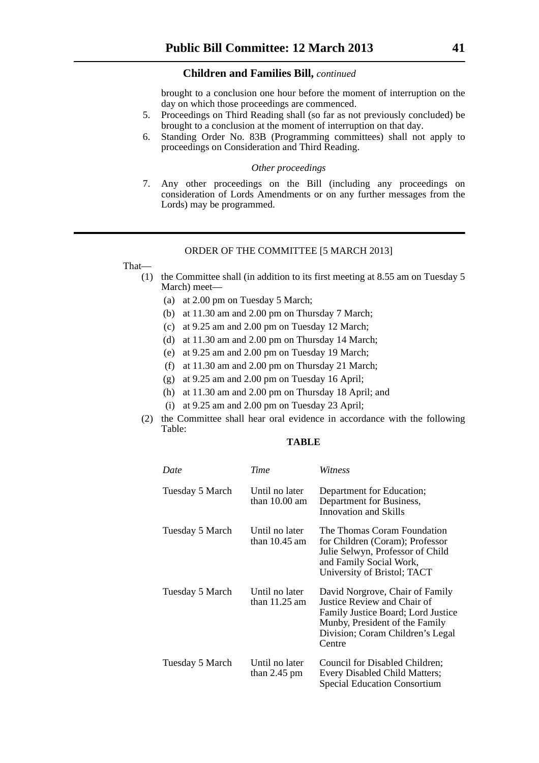brought to a conclusion one hour before the moment of interruption on the day on which those proceedings are commenced.

5. Proceedings on Third Reading shall (so far as not previously concluded) be brought to a conclusion at the moment of interruption on that day.
6. Standing Order No. 83B (Programming committees) shall not apply to proceedings on Consideration and Third Reading.

*Other proceedings*

7. Any other proceedings on the Bill (including any proceedings on consideration of Lords Amendments or on any further messages from the Lords) may be programmed.

---

ORDER OF THE COMMITTEE [5 MARCH 2013]

That—

(1) the Committee shall (in addition to its first meeting at 8.55 am on Tuesday 5 March) meet—

(a) at 2.00 pm on Tuesday 5 March;

(b) at 11.30 am and 2.00 pm on Thursday 7 March;

(c) at 9.25 am and 2.00 pm on Tuesday 12 March;

(d) at 11.30 am and 2.00 pm on Thursday 14 March;

(e) at 9.25 am and 2.00 pm on Tuesday 19 March;

(f) at 11.30 am and 2.00 pm on Thursday 21 March;

(g) at 9.25 am and 2.00 pm on Tuesday 16 April;

(h) at 11.30 am and 2.00 pm on Thursday 18 April; and

(i) at 9.25 am and 2.00 pm on Tuesday 23 April;

(2) the Committee shall hear oral evidence in accordance with the following Table:

**TABLE**

| *Date* | *Time* | *Witness* |
|---|---|---|
| Tuesday 5 March | Until no later than 10.00 am | Department for Education; Department for Business, Innovation and Skills |
| Tuesday 5 March | Until no later than 10.45 am | The Thomas Coram Foundation for Children (Coram); Professor Julie Selwyn, Professor of Child and Family Social Work, University of Bristol; TACT |
| Tuesday 5 March | Until no later than 11.25 am | David Norgrove, Chair of Family Justice Review and Chair of Family Justice Board; Lord Justice Munby, President of the Family Division; Coram Children's Legal Centre |
| Tuesday 5 March | Until no later than 2.45 pm | Council for Disabled Children; Every Disabled Child Matters; Special Education Consortium |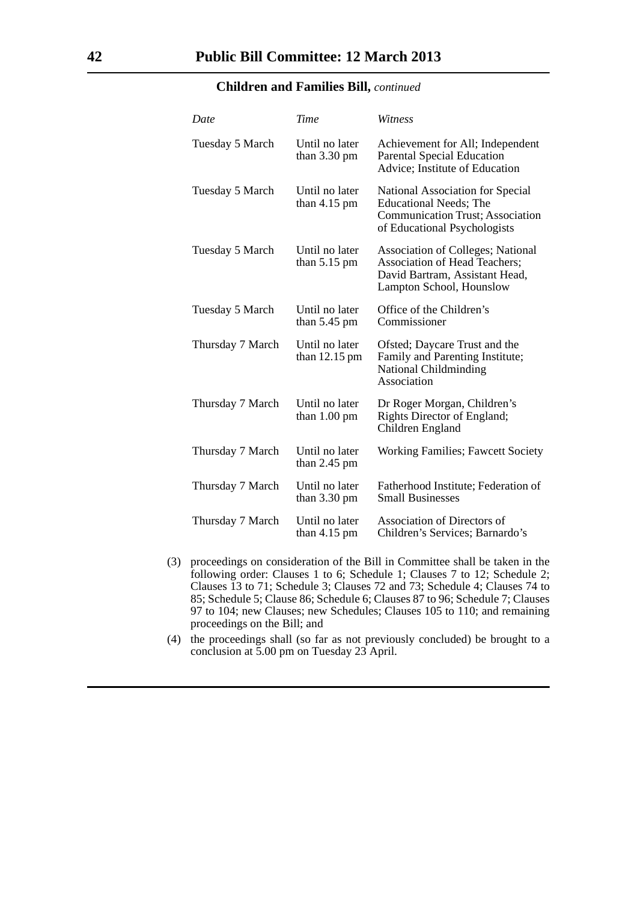**Children and Families Bill,** *continued*

| *Date* | *Time* | *Witness* |
|---|---|---|
| Tuesday 5 March | Until no later than 3.30 pm | Achievement for All; Independent Parental Special Education Advice; Institute of Education |
| Tuesday 5 March | Until no later than 4.15 pm | National Association for Special Educational Needs; The Communication Trust; Association of Educational Psychologists |
| Tuesday 5 March | Until no later than 5.15 pm | Association of Colleges; National Association of Head Teachers; David Bartram, Assistant Head, Lampton School, Hounslow |
| Tuesday 5 March | Until no later than 5.45 pm | Office of the Children's Commissioner |
| Thursday 7 March | Until no later than 12.15 pm | Ofsted; Daycare Trust and the Family and Parenting Institute; National Childminding Association |
| Thursday 7 March | Until no later than 1.00 pm | Dr Roger Morgan, Children's Rights Director of England; Children England |
| Thursday 7 March | Until no later than 2.45 pm | Working Families; Fawcett Society |
| Thursday 7 March | Until no later than 3.30 pm | Fatherhood Institute; Federation of Small Businesses |
| Thursday 7 March | Until no later than 4.15 pm | Association of Directors of Children's Services; Barnardo's |

(3) proceedings on consideration of the Bill in Committee shall be taken in the following order: Clauses 1 to 6; Schedule 1; Clauses 7 to 12; Schedule 2; Clauses 13 to 71; Schedule 3; Clauses 72 and 73; Schedule 4; Clauses 74 to 85; Schedule 5; Clause 86; Schedule 6; Clauses 87 to 96; Schedule 7; Clauses 97 to 104; new Clauses; new Schedules; Clauses 105 to 110; and remaining proceedings on the Bill; and

(4) the proceedings shall (so far as not previously concluded) be brought to a conclusion at 5.00 pm on Tuesday 23 April.